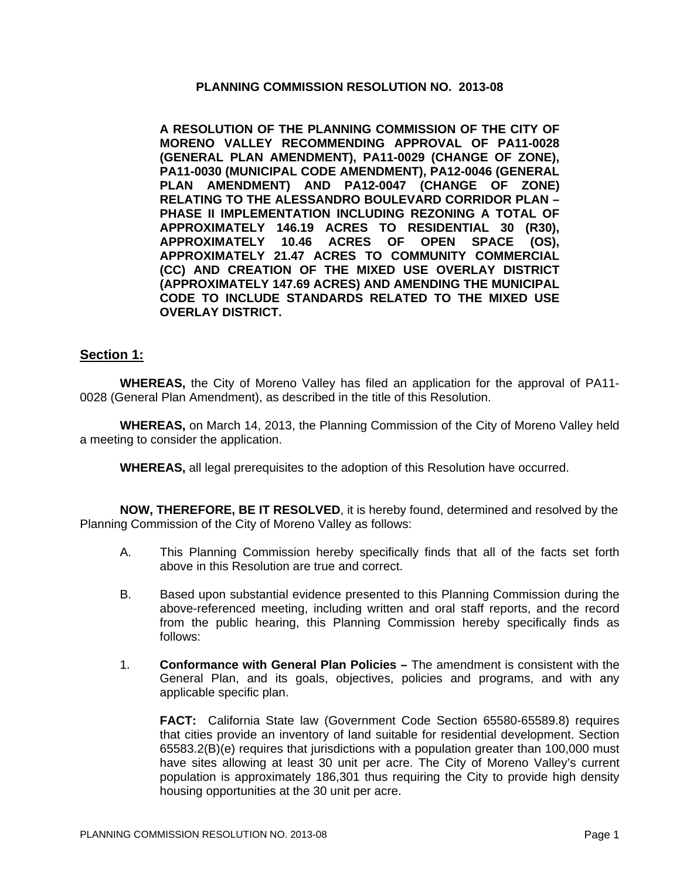# PLANNING COMMISSION RESOLUTION NO. 2013-08

**A RESOLUTION OF THE PLANNING COMMISSION OF THE CITY OF MORENO VALLEY RECOMMENDING APPROVAL OF PA11-0028 (GENERAL PLAN AMENDMENT), PA11-0029 (CHANGE OF ZONE), PA11-0030 (MUNICIPAL CODE AMENDMENT), PA12-0046 (GENERAL PLAN AMENDMENT) AND PA12-0047 (CHANGE OF ZONE) RELATING TO THE ALESSANDRO BOULEVARD CORRIDOR PLAN – PHASE II IMPLEMENTATION INCLUDING REZONING A TOTAL OF APPROXIMATELY 146.19 ACRES TO RESIDENTIAL 30 (R30), APPROXIMATELY 10.46 ACRES OF OPEN SPACE (OS), APPROXIMATELY 21.47 ACRES TO COMMUNITY COMMERCIAL (CC) AND CREATION OF THE MIXED USE OVERLAY DISTRICT (APPROXIMATELY 147.69 ACRES) AND AMENDING THE MUNICIPAL CODE TO INCLUDE STANDARDS RELATED TO THE MIXED USE OVERLAY DISTRICT.**

## Section 1:

**WHEREAS,** the City of Moreno Valley has filed an application for the approval of PA11-0028 (General Plan Amendment), as described in the title of this Resolution.

**WHEREAS,** on March 14, 2013, the Planning Commission of the City of Moreno Valley held a meeting to consider the application.

**WHEREAS,** all legal prerequisites to the adoption of this Resolution have occurred.

**NOW, THEREFORE, BE IT RESOLVED**, it is hereby found, determined and resolved by the Planning Commission of the City of Moreno Valley as follows:

A. This Planning Commission hereby specifically finds that all of the facts set forth above in this Resolution are true and correct.

B. Based upon substantial evidence presented to this Planning Commission during the above-referenced meeting, including written and oral staff reports, and the record from the public hearing, this Planning Commission hereby specifically finds as follows:

1. **Conformance with General Plan Policies –** The amendment is consistent with the General Plan, and its goals, objectives, policies and programs, and with any applicable specific plan.

   **FACT:** California State law (Government Code Section 65580-65589.8) requires that cities provide an inventory of land suitable for residential development. Section 65583.2(B)(e) requires that jurisdictions with a population greater than 100,000 must have sites allowing at least 30 unit per acre. The City of Moreno Valley's current population is approximately 186,301 thus requiring the City to provide high density housing opportunities at the 30 unit per acre.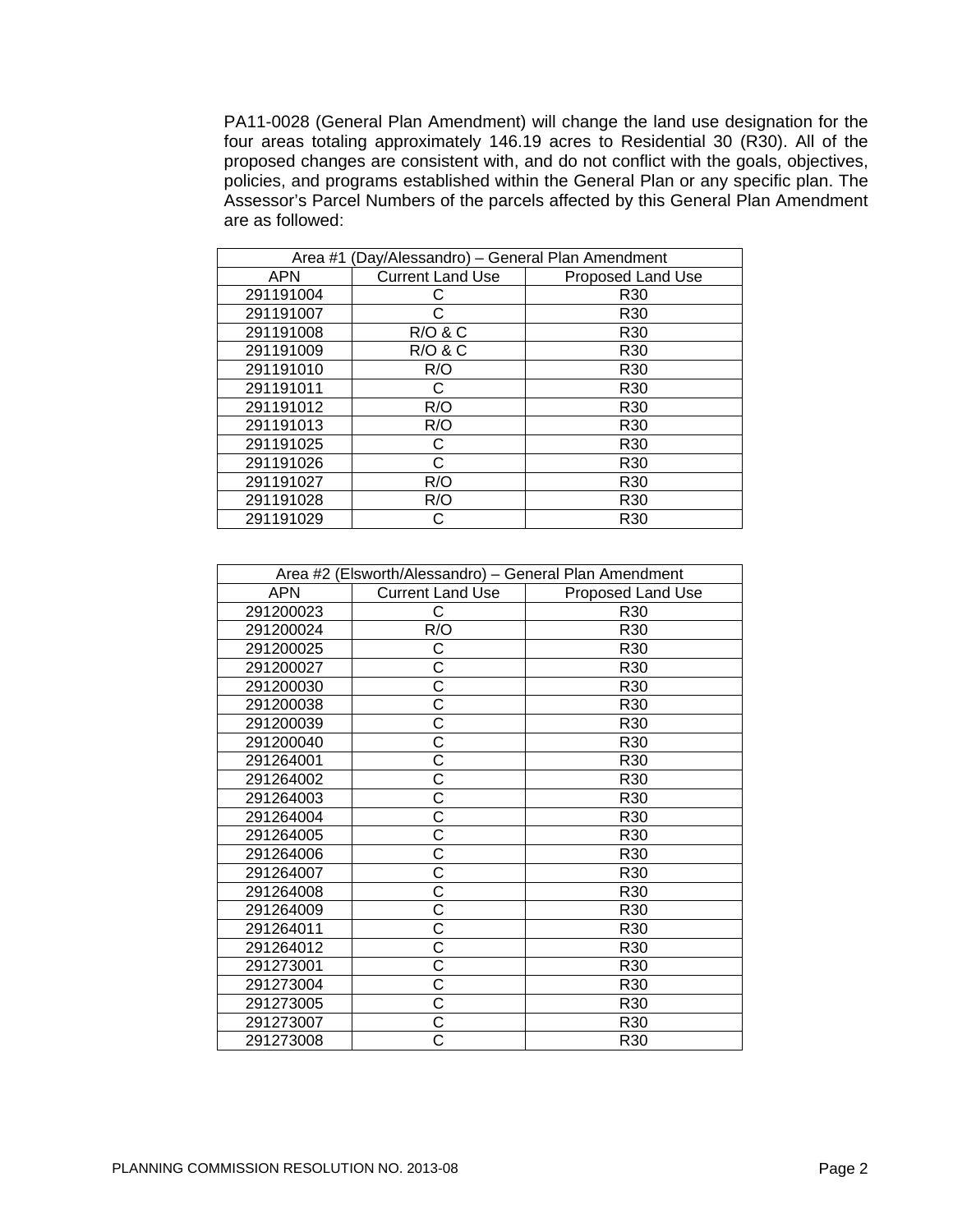PA11-0028 (General Plan Amendment) will change the land use designation for the four areas totaling approximately 146.19 acres to Residential 30 (R30). All of the proposed changes are consistent with, and do not conflict with the goals, objectives, policies, and programs established within the General Plan or any specific plan. The Assessor's Parcel Numbers of the parcels affected by this General Plan Amendment are as followed:

| Area #1 (Day/Alessandro) – General Plan Amendment | | |
|---|---|---|
| APN | Current Land Use | Proposed Land Use |
| 291191004 | C | R30 |
| 291191007 | C | R30 |
| 291191008 | R/O & C | R30 |
| 291191009 | R/O & C | R30 |
| 291191010 | R/O | R30 |
| 291191011 | C | R30 |
| 291191012 | R/O | R30 |
| 291191013 | R/O | R30 |
| 291191025 | C | R30 |
| 291191026 | C | R30 |
| 291191027 | R/O | R30 |
| 291191028 | R/O | R30 |
| 291191029 | C | R30 |

| Area #2 (Elsworth/Alessandro) – General Plan Amendment | | |
|---|---|---|
| APN | Current Land Use | Proposed Land Use |
| 291200023 | C | R30 |
| 291200024 | R/O | R30 |
| 291200025 | C | R30 |
| 291200027 | C | R30 |
| 291200030 | C | R30 |
| 291200038 | C | R30 |
| 291200039 | C | R30 |
| 291200040 | C | R30 |
| 291264001 | C | R30 |
| 291264002 | C | R30 |
| 291264003 | C | R30 |
| 291264004 | C | R30 |
| 291264005 | C | R30 |
| 291264006 | C | R30 |
| 291264007 | C | R30 |
| 291264008 | C | R30 |
| 291264009 | C | R30 |
| 291264011 | C | R30 |
| 291264012 | C | R30 |
| 291273001 | C | R30 |
| 291273004 | C | R30 |
| 291273005 | C | R30 |
| 291273007 | C | R30 |
| 291273008 | C | R30 |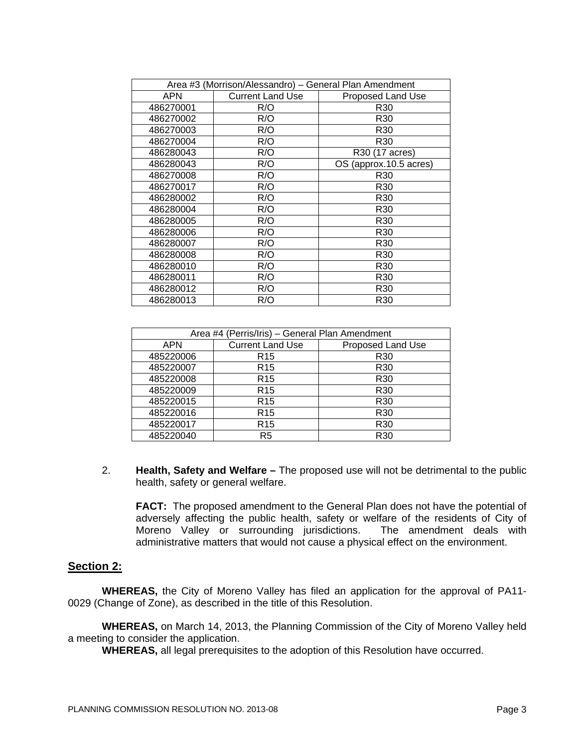| Area #3 (Morrison/Alessandro) – General Plan Amendment | | |
|---|---|---|
| APN | Current Land Use | Proposed Land Use |
| 486270001 | R/O | R30 |
| 486270002 | R/O | R30 |
| 486270003 | R/O | R30 |
| 486270004 | R/O | R30 |
| 486280043 | R/O | R30 (17 acres) |
| 486280043 | R/O | OS (approx.10.5 acres) |
| 486270008 | R/O | R30 |
| 486270017 | R/O | R30 |
| 486280002 | R/O | R30 |
| 486280004 | R/O | R30 |
| 486280005 | R/O | R30 |
| 486280006 | R/O | R30 |
| 486280007 | R/O | R30 |
| 486280008 | R/O | R30 |
| 486280010 | R/O | R30 |
| 486280011 | R/O | R30 |
| 486280012 | R/O | R30 |
| 486280013 | R/O | R30 |

| Area #4 (Perris/Iris) – General Plan Amendment | | |
|---|---|---|
| APN | Current Land Use | Proposed Land Use |
| 485220006 | R15 | R30 |
| 485220007 | R15 | R30 |
| 485220008 | R15 | R30 |
| 485220009 | R15 | R30 |
| 485220015 | R15 | R30 |
| 485220016 | R15 | R30 |
| 485220017 | R15 | R30 |
| 485220040 | R5 | R30 |

2. **Health, Safety and Welfare –** The proposed use will not be detrimental to the public health, safety or general welfare.

   **FACT:** The proposed amendment to the General Plan does not have the potential of adversely affecting the public health, safety or welfare of the residents of City of Moreno Valley or surrounding jurisdictions. The amendment deals with administrative matters that would not cause a physical effect on the environment.

## Section 2:

**WHEREAS,** the City of Moreno Valley has filed an application for the approval of PA11-0029 (Change of Zone), as described in the title of this Resolution.

**WHEREAS,** on March 14, 2013, the Planning Commission of the City of Moreno Valley held a meeting to consider the application.

**WHEREAS,** all legal prerequisites to the adoption of this Resolution have occurred.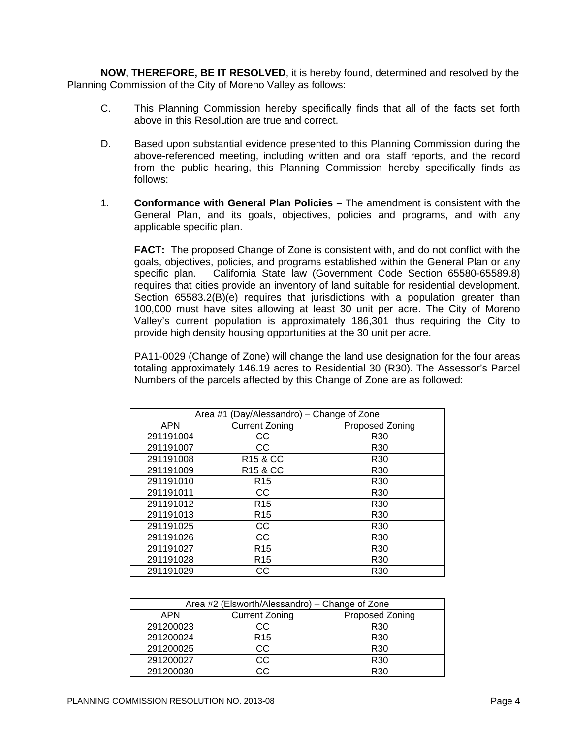**NOW, THEREFORE, BE IT RESOLVED**, it is hereby found, determined and resolved by the Planning Commission of the City of Moreno Valley as follows:

C. This Planning Commission hereby specifically finds that all of the facts set forth above in this Resolution are true and correct.

D. Based upon substantial evidence presented to this Planning Commission during the above-referenced meeting, including written and oral staff reports, and the record from the public hearing, this Planning Commission hereby specifically finds as follows:

1. **Conformance with General Plan Policies –** The amendment is consistent with the General Plan, and its goals, objectives, policies and programs, and with any applicable specific plan.

   **FACT:** The proposed Change of Zone is consistent with, and do not conflict with the goals, objectives, policies, and programs established within the General Plan or any specific plan. California State law (Government Code Section 65580-65589.8) requires that cities provide an inventory of land suitable for residential development. Section 65583.2(B)(e) requires that jurisdictions with a population greater than 100,000 must have sites allowing at least 30 unit per acre. The City of Moreno Valley's current population is approximately 186,301 thus requiring the City to provide high density housing opportunities at the 30 unit per acre.

   PA11-0029 (Change of Zone) will change the land use designation for the four areas totaling approximately 146.19 acres to Residential 30 (R30). The Assessor's Parcel Numbers of the parcels affected by this Change of Zone are as followed:

| Area #1 (Day/Alessandro) – Change of Zone | | |
|---|---|---|
| APN | Current Zoning | Proposed Zoning |
| 291191004 | CC | R30 |
| 291191007 | CC | R30 |
| 291191008 | R15 & CC | R30 |
| 291191009 | R15 & CC | R30 |
| 291191010 | R15 | R30 |
| 291191011 | CC | R30 |
| 291191012 | R15 | R30 |
| 291191013 | R15 | R30 |
| 291191025 | CC | R30 |
| 291191026 | CC | R30 |
| 291191027 | R15 | R30 |
| 291191028 | R15 | R30 |
| 291191029 | CC | R30 |

| Area #2 (Elsworth/Alessandro) – Change of Zone | | |
|---|---|---|
| APN | Current Zoning | Proposed Zoning |
| 291200023 | CC | R30 |
| 291200024 | R15 | R30 |
| 291200025 | CC | R30 |
| 291200027 | CC | R30 |
| 291200030 | CC | R30 |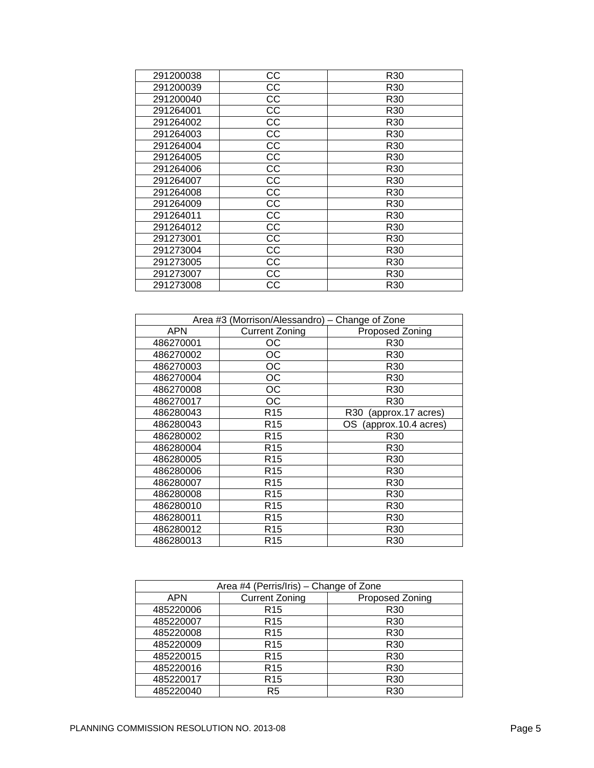| | | |
|---|---|---|
| 291200038 | CC | R30 |
| 291200039 | CC | R30 |
| 291200040 | CC | R30 |
| 291264001 | CC | R30 |
| 291264002 | CC | R30 |
| 291264003 | CC | R30 |
| 291264004 | CC | R30 |
| 291264005 | CC | R30 |
| 291264006 | CC | R30 |
| 291264007 | CC | R30 |
| 291264008 | CC | R30 |
| 291264009 | CC | R30 |
| 291264011 | CC | R30 |
| 291264012 | CC | R30 |
| 291273001 | CC | R30 |
| 291273004 | CC | R30 |
| 291273005 | CC | R30 |
| 291273007 | CC | R30 |
| 291273008 | CC | R30 |

| Area #3 (Morrison/Alessandro) – Change of Zone | | |
|---|---|---|
| APN | Current Zoning | Proposed Zoning |
| 486270001 | OC | R30 |
| 486270002 | OC | R30 |
| 486270003 | OC | R30 |
| 486270004 | OC | R30 |
| 486270008 | OC | R30 |
| 486270017 | OC | R30 |
| 486280043 | R15 | R30 (approx.17 acres) |
| 486280043 | R15 | OS (approx.10.4 acres) |
| 486280002 | R15 | R30 |
| 486280004 | R15 | R30 |
| 486280005 | R15 | R30 |
| 486280006 | R15 | R30 |
| 486280007 | R15 | R30 |
| 486280008 | R15 | R30 |
| 486280010 | R15 | R30 |
| 486280011 | R15 | R30 |
| 486280012 | R15 | R30 |
| 486280013 | R15 | R30 |

| Area #4 (Perris/Iris) – Change of Zone | | |
|---|---|---|
| APN | Current Zoning | Proposed Zoning |
| 485220006 | R15 | R30 |
| 485220007 | R15 | R30 |
| 485220008 | R15 | R30 |
| 485220009 | R15 | R30 |
| 485220015 | R15 | R30 |
| 485220016 | R15 | R30 |
| 485220017 | R15 | R30 |
| 485220040 | R5 | R30 |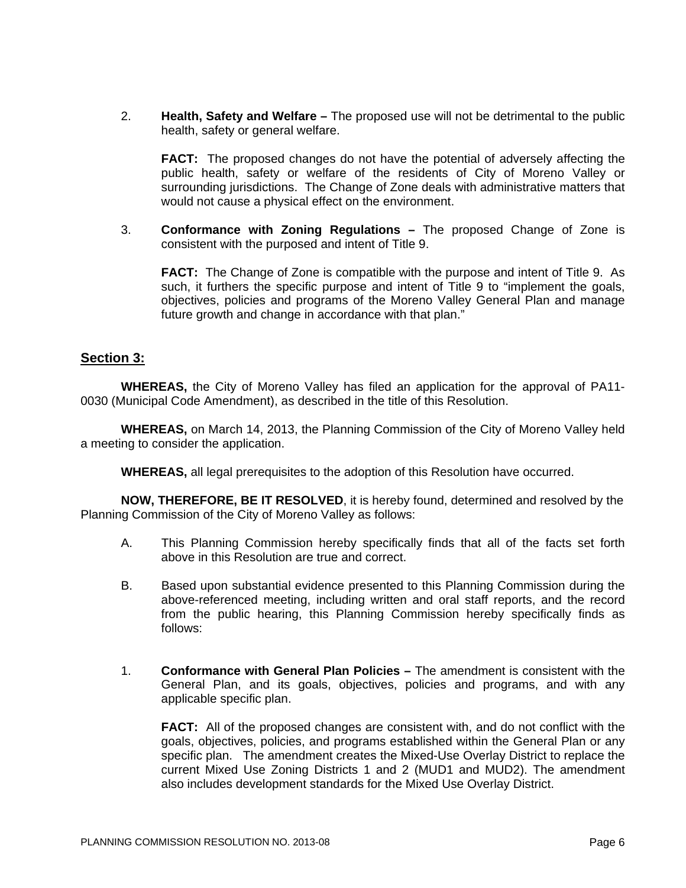2. **Health, Safety and Welfare –** The proposed use will not be detrimental to the public health, safety or general welfare.

   **FACT:** The proposed changes do not have the potential of adversely affecting the public health, safety or welfare of the residents of City of Moreno Valley or surrounding jurisdictions. The Change of Zone deals with administrative matters that would not cause a physical effect on the environment.

3. **Conformance with Zoning Regulations –** The proposed Change of Zone is consistent with the purposed and intent of Title 9.

   **FACT:** The Change of Zone is compatible with the purpose and intent of Title 9. As such, it furthers the specific purpose and intent of Title 9 to "implement the goals, objectives, policies and programs of the Moreno Valley General Plan and manage future growth and change in accordance with that plan."

## Section 3:

**WHEREAS,** the City of Moreno Valley has filed an application for the approval of PA11-0030 (Municipal Code Amendment), as described in the title of this Resolution.

**WHEREAS,** on March 14, 2013, the Planning Commission of the City of Moreno Valley held a meeting to consider the application.

**WHEREAS,** all legal prerequisites to the adoption of this Resolution have occurred.

**NOW, THEREFORE, BE IT RESOLVED**, it is hereby found, determined and resolved by the Planning Commission of the City of Moreno Valley as follows:

A. This Planning Commission hereby specifically finds that all of the facts set forth above in this Resolution are true and correct.

B. Based upon substantial evidence presented to this Planning Commission during the above-referenced meeting, including written and oral staff reports, and the record from the public hearing, this Planning Commission hereby specifically finds as follows:

1. **Conformance with General Plan Policies –** The amendment is consistent with the General Plan, and its goals, objectives, policies and programs, and with any applicable specific plan.

   **FACT:** All of the proposed changes are consistent with, and do not conflict with the goals, objectives, policies, and programs established within the General Plan or any specific plan. The amendment creates the Mixed-Use Overlay District to replace the current Mixed Use Zoning Districts 1 and 2 (MUD1 and MUD2). The amendment also includes development standards for the Mixed Use Overlay District.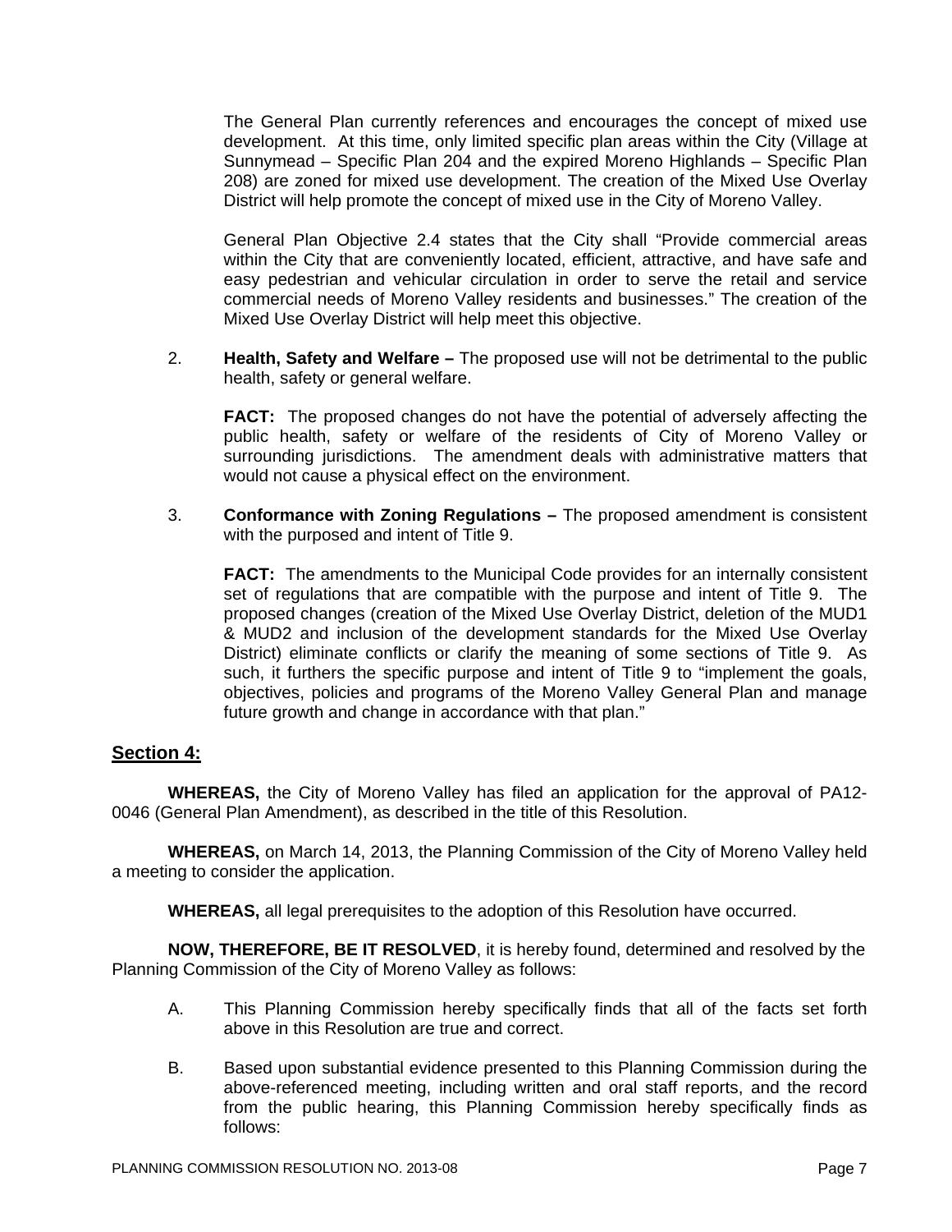The General Plan currently references and encourages the concept of mixed use development. At this time, only limited specific plan areas within the City (Village at Sunnymead – Specific Plan 204 and the expired Moreno Highlands – Specific Plan 208) are zoned for mixed use development. The creation of the Mixed Use Overlay District will help promote the concept of mixed use in the City of Moreno Valley.

General Plan Objective 2.4 states that the City shall "Provide commercial areas within the City that are conveniently located, efficient, attractive, and have safe and easy pedestrian and vehicular circulation in order to serve the retail and service commercial needs of Moreno Valley residents and businesses." The creation of the Mixed Use Overlay District will help meet this objective.

2. **Health, Safety and Welfare –** The proposed use will not be detrimental to the public health, safety or general welfare.

   **FACT:** The proposed changes do not have the potential of adversely affecting the public health, safety or welfare of the residents of City of Moreno Valley or surrounding jurisdictions. The amendment deals with administrative matters that would not cause a physical effect on the environment.

3. **Conformance with Zoning Regulations –** The proposed amendment is consistent with the purposed and intent of Title 9.

   **FACT:** The amendments to the Municipal Code provides for an internally consistent set of regulations that are compatible with the purpose and intent of Title 9. The proposed changes (creation of the Mixed Use Overlay District, deletion of the MUD1 & MUD2 and inclusion of the development standards for the Mixed Use Overlay District) eliminate conflicts or clarify the meaning of some sections of Title 9. As such, it furthers the specific purpose and intent of Title 9 to "implement the goals, objectives, policies and programs of the Moreno Valley General Plan and manage future growth and change in accordance with that plan."

## Section 4:

**WHEREAS,** the City of Moreno Valley has filed an application for the approval of PA12-0046 (General Plan Amendment), as described in the title of this Resolution.

**WHEREAS,** on March 14, 2013, the Planning Commission of the City of Moreno Valley held a meeting to consider the application.

**WHEREAS,** all legal prerequisites to the adoption of this Resolution have occurred.

**NOW, THEREFORE, BE IT RESOLVED**, it is hereby found, determined and resolved by the Planning Commission of the City of Moreno Valley as follows:

A. This Planning Commission hereby specifically finds that all of the facts set forth above in this Resolution are true and correct.

B. Based upon substantial evidence presented to this Planning Commission during the above-referenced meeting, including written and oral staff reports, and the record from the public hearing, this Planning Commission hereby specifically finds as follows: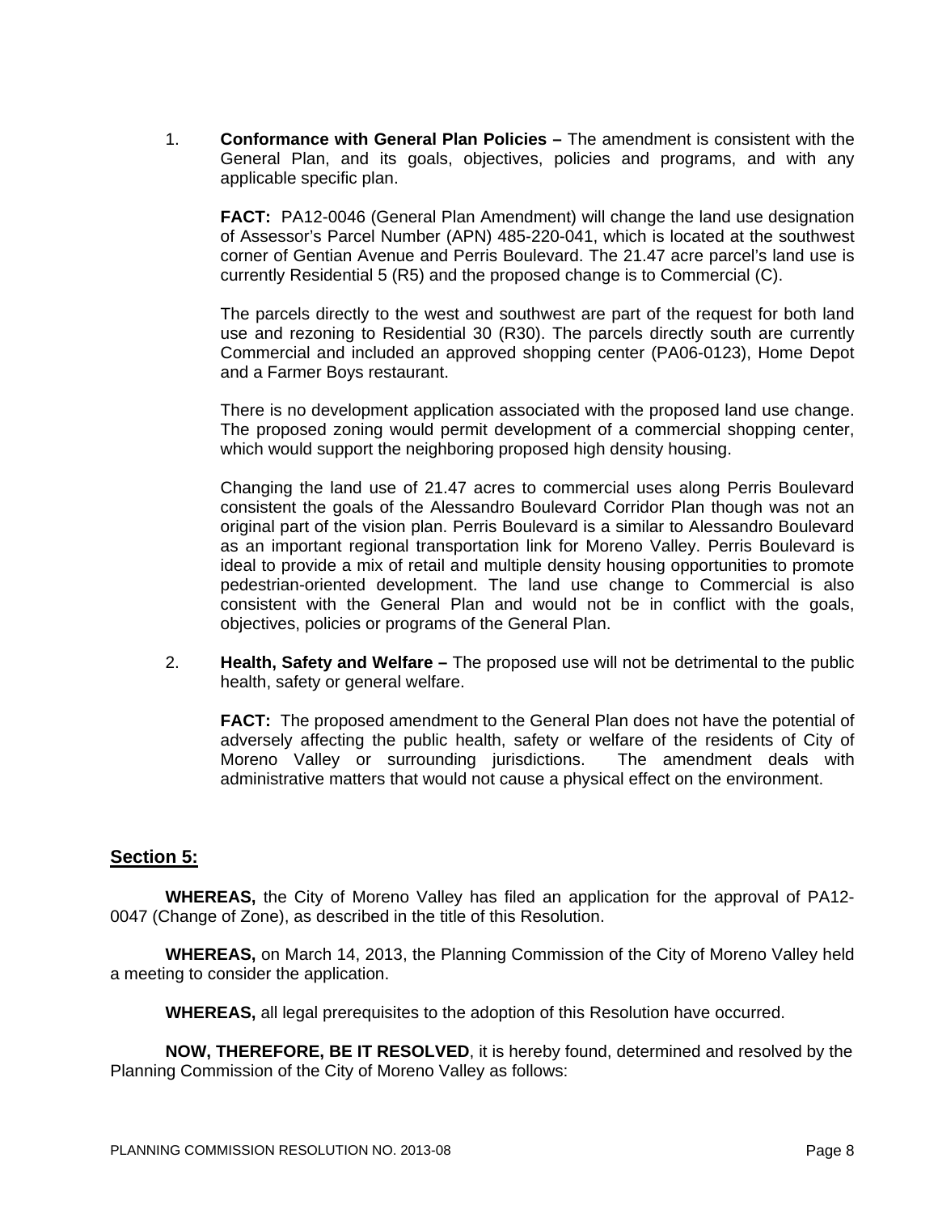1. **Conformance with General Plan Policies –** The amendment is consistent with the General Plan, and its goals, objectives, policies and programs, and with any applicable specific plan.

   **FACT:** PA12-0046 (General Plan Amendment) will change the land use designation of Assessor's Parcel Number (APN) 485-220-041, which is located at the southwest corner of Gentian Avenue and Perris Boulevard. The 21.47 acre parcel's land use is currently Residential 5 (R5) and the proposed change is to Commercial (C).

   The parcels directly to the west and southwest are part of the request for both land use and rezoning to Residential 30 (R30). The parcels directly south are currently Commercial and included an approved shopping center (PA06-0123), Home Depot and a Farmer Boys restaurant.

   There is no development application associated with the proposed land use change. The proposed zoning would permit development of a commercial shopping center, which would support the neighboring proposed high density housing.

   Changing the land use of 21.47 acres to commercial uses along Perris Boulevard consistent the goals of the Alessandro Boulevard Corridor Plan though was not an original part of the vision plan. Perris Boulevard is a similar to Alessandro Boulevard as an important regional transportation link for Moreno Valley. Perris Boulevard is ideal to provide a mix of retail and multiple density housing opportunities to promote pedestrian-oriented development. The land use change to Commercial is also consistent with the General Plan and would not be in conflict with the goals, objectives, policies or programs of the General Plan.

2. **Health, Safety and Welfare –** The proposed use will not be detrimental to the public health, safety or general welfare.

   **FACT:** The proposed amendment to the General Plan does not have the potential of adversely affecting the public health, safety or welfare of the residents of City of Moreno Valley or surrounding jurisdictions. The amendment deals with administrative matters that would not cause a physical effect on the environment.

## Section 5:

**WHEREAS,** the City of Moreno Valley has filed an application for the approval of PA12-0047 (Change of Zone), as described in the title of this Resolution.

**WHEREAS,** on March 14, 2013, the Planning Commission of the City of Moreno Valley held a meeting to consider the application.

**WHEREAS,** all legal prerequisites to the adoption of this Resolution have occurred.

**NOW, THEREFORE, BE IT RESOLVED**, it is hereby found, determined and resolved by the Planning Commission of the City of Moreno Valley as follows: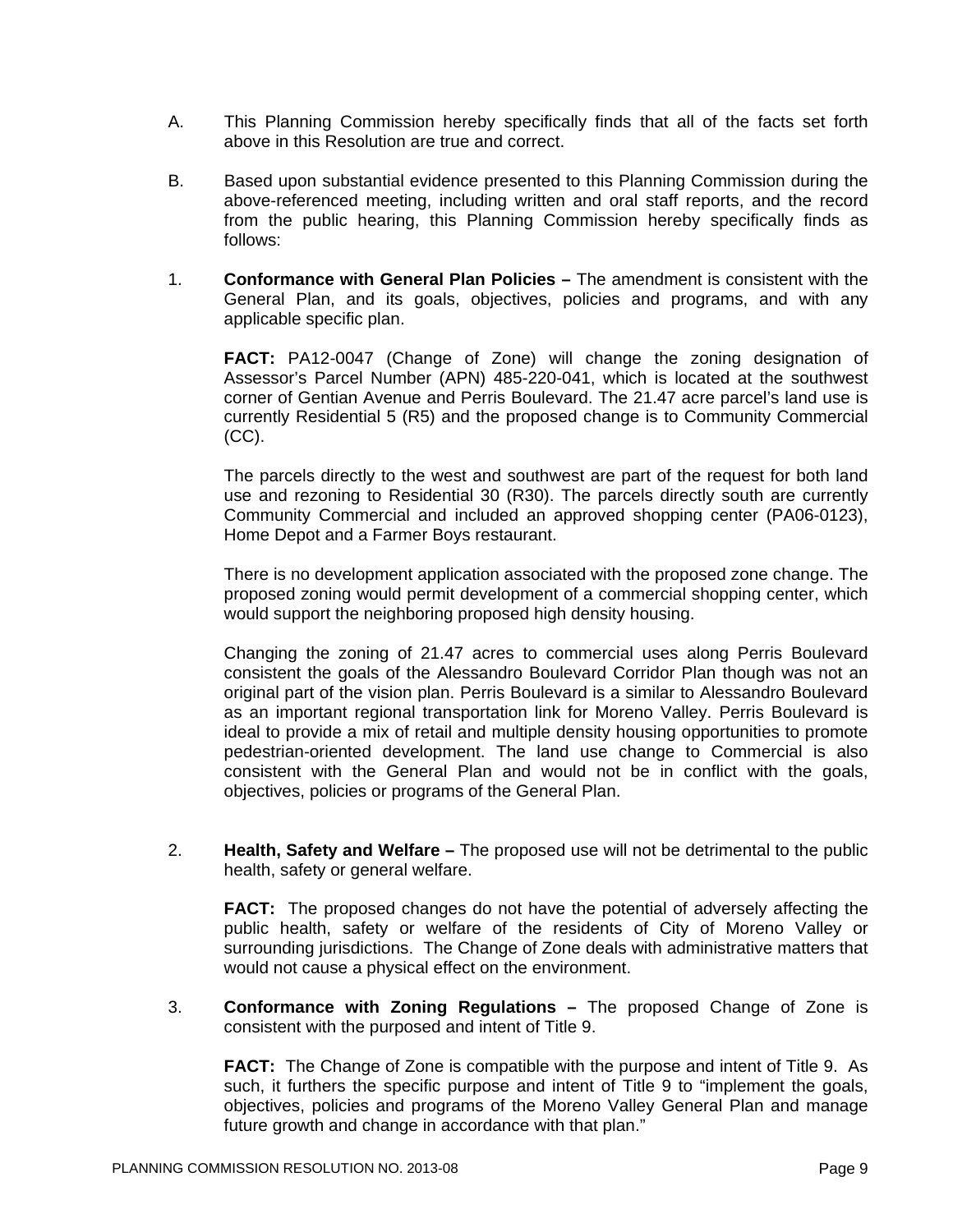A. This Planning Commission hereby specifically finds that all of the facts set forth above in this Resolution are true and correct.

B. Based upon substantial evidence presented to this Planning Commission during the above-referenced meeting, including written and oral staff reports, and the record from the public hearing, this Planning Commission hereby specifically finds as follows:

1. **Conformance with General Plan Policies –** The amendment is consistent with the General Plan, and its goals, objectives, policies and programs, and with any applicable specific plan.

   **FACT:** PA12-0047 (Change of Zone) will change the zoning designation of Assessor's Parcel Number (APN) 485-220-041, which is located at the southwest corner of Gentian Avenue and Perris Boulevard. The 21.47 acre parcel's land use is currently Residential 5 (R5) and the proposed change is to Community Commercial (CC).

   The parcels directly to the west and southwest are part of the request for both land use and rezoning to Residential 30 (R30). The parcels directly south are currently Community Commercial and included an approved shopping center (PA06-0123), Home Depot and a Farmer Boys restaurant.

   There is no development application associated with the proposed zone change. The proposed zoning would permit development of a commercial shopping center, which would support the neighboring proposed high density housing.

   Changing the zoning of 21.47 acres to commercial uses along Perris Boulevard consistent the goals of the Alessandro Boulevard Corridor Plan though was not an original part of the vision plan. Perris Boulevard is a similar to Alessandro Boulevard as an important regional transportation link for Moreno Valley. Perris Boulevard is ideal to provide a mix of retail and multiple density housing opportunities to promote pedestrian-oriented development. The land use change to Commercial is also consistent with the General Plan and would not be in conflict with the goals, objectives, policies or programs of the General Plan.

2. **Health, Safety and Welfare –** The proposed use will not be detrimental to the public health, safety or general welfare.

   **FACT:** The proposed changes do not have the potential of adversely affecting the public health, safety or welfare of the residents of City of Moreno Valley or surrounding jurisdictions. The Change of Zone deals with administrative matters that would not cause a physical effect on the environment.

3. **Conformance with Zoning Regulations –** The proposed Change of Zone is consistent with the purposed and intent of Title 9.

   **FACT:** The Change of Zone is compatible with the purpose and intent of Title 9. As such, it furthers the specific purpose and intent of Title 9 to "implement the goals, objectives, policies and programs of the Moreno Valley General Plan and manage future growth and change in accordance with that plan."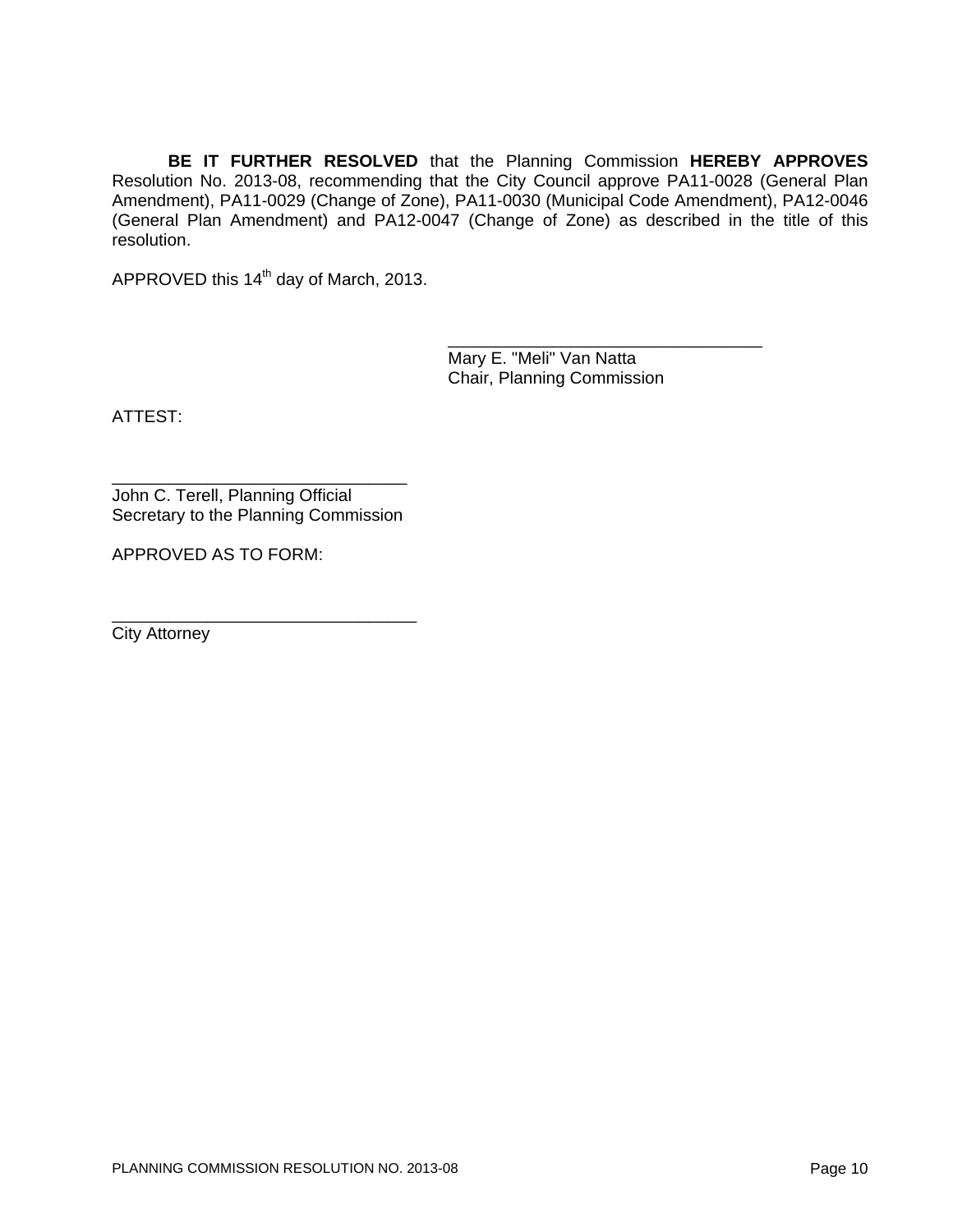**BE IT FURTHER RESOLVED** that the Planning Commission **HEREBY APPROVES** Resolution No. 2013-08, recommending that the City Council approve PA11-0028 (General Plan Amendment), PA11-0029 (Change of Zone), PA11-0030 (Municipal Code Amendment), PA12-0046 (General Plan Amendment) and PA12-0047 (Change of Zone) as described in the title of this resolution.

APPROVED this 14th day of March, 2013.

\_\_\_\_\_\_\_\_\_\_\_\_\_\_\_\_\_\_\_\_\_\_\_\_\_\_\_\_\_\_\_\_\_\_
Mary E. "Meli" Van Natta
Chair, Planning Commission

ATTEST:

\_\_\_\_\_\_\_\_\_\_\_\_\_\_\_\_\_\_\_\_\_\_\_\_\_\_\_\_\_\_\_\_
John C. Terell, Planning Official
Secretary to the Planning Commission

APPROVED AS TO FORM:

\_\_\_\_\_\_\_\_\_\_\_\_\_\_\_\_\_\_\_\_\_\_\_\_\_\_\_\_\_\_\_\_\_
City Attorney